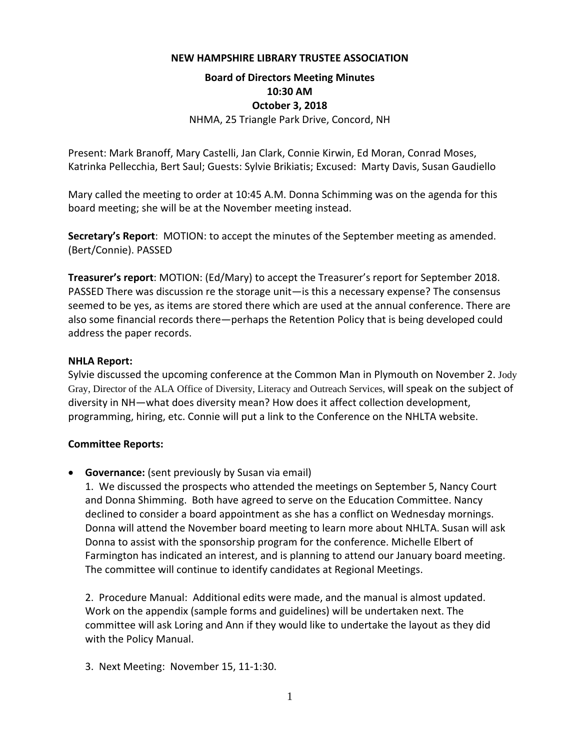**NEW HAMPSHIRE LIBRARY TRUSTEE ASSOCIATION**

**Board of Directors Meeting Minutes**
**10:30 AM**
**October 3, 2018**
NHMA, 25 Triangle Park Drive, Concord, NH

Present: Mark Branoff, Mary Castelli, Jan Clark, Connie Kirwin, Ed Moran, Conrad Moses, Katrinka Pellecchia, Bert Saul; Guests: Sylvie Brikiatis; Excused: Marty Davis, Susan Gaudiello

Mary called the meeting to order at 10:45 A.M. Donna Schimming was on the agenda for this board meeting; she will be at the November meeting instead.

**Secretary's Report**: MOTION: to accept the minutes of the September meeting as amended. (Bert/Connie). PASSED

**Treasurer's report**: MOTION: (Ed/Mary) to accept the Treasurer's report for September 2018. PASSED There was discussion re the storage unit—is this a necessary expense? The consensus seemed to be yes, as items are stored there which are used at the annual conference. There are also some financial records there—perhaps the Retention Policy that is being developed could address the paper records.

**NHLA Report:**
Sylvie discussed the upcoming conference at the Common Man in Plymouth on November 2. Jody Gray, Director of the ALA Office of Diversity, Literacy and Outreach Services, will speak on the subject of diversity in NH—what does diversity mean? How does it affect collection development, programming, hiring, etc. Connie will put a link to the Conference on the NHLTA website.

**Committee Reports:**

- **Governance:** (sent previously by Susan via email)

  1. We discussed the prospects who attended the meetings on September 5, Nancy Court and Donna Shimming. Both have agreed to serve on the Education Committee. Nancy declined to consider a board appointment as she has a conflict on Wednesday mornings. Donna will attend the November board meeting to learn more about NHLTA. Susan will ask Donna to assist with the sponsorship program for the conference. Michelle Elbert of Farmington has indicated an interest, and is planning to attend our January board meeting. The committee will continue to identify candidates at Regional Meetings.

  2. Procedure Manual: Additional edits were made, and the manual is almost updated. Work on the appendix (sample forms and guidelines) will be undertaken next. The committee will ask Loring and Ann if they would like to undertake the layout as they did with the Policy Manual.

  3. Next Meeting: November 15, 11-1:30.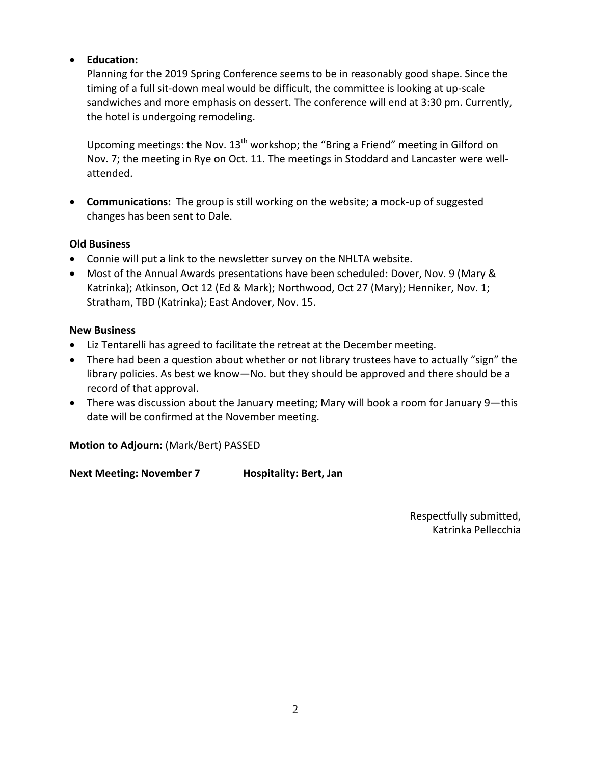- **Education:**
  Planning for the 2019 Spring Conference seems to be in reasonably good shape. Since the timing of a full sit-down meal would be difficult, the committee is looking at up-scale sandwiches and more emphasis on dessert. The conference will end at 3:30 pm. Currently, the hotel is undergoing remodeling.

  Upcoming meetings: the Nov. 13th workshop; the "Bring a Friend" meeting in Gilford on Nov. 7; the meeting in Rye on Oct. 11. The meetings in Stoddard and Lancaster were well-attended.

- **Communications:** The group is still working on the website; a mock-up of suggested changes has been sent to Dale.

**Old Business**

- Connie will put a link to the newsletter survey on the NHLTA website.
- Most of the Annual Awards presentations have been scheduled: Dover, Nov. 9 (Mary & Katrinka); Atkinson, Oct 12 (Ed & Mark); Northwood, Oct 27 (Mary); Henniker, Nov. 1; Stratham, TBD (Katrinka); East Andover, Nov. 15.

**New Business**

- Liz Tentarelli has agreed to facilitate the retreat at the December meeting.
- There had been a question about whether or not library trustees have to actually "sign" the library policies. As best we know—No. but they should be approved and there should be a record of that approval.
- There was discussion about the January meeting; Mary will book a room for January 9—this date will be confirmed at the November meeting.

**Motion to Adjourn:** (Mark/Bert) PASSED

**Next Meeting: November 7** **Hospitality: Bert, Jan**

Respectfully submitted,
Katrinka Pellecchia